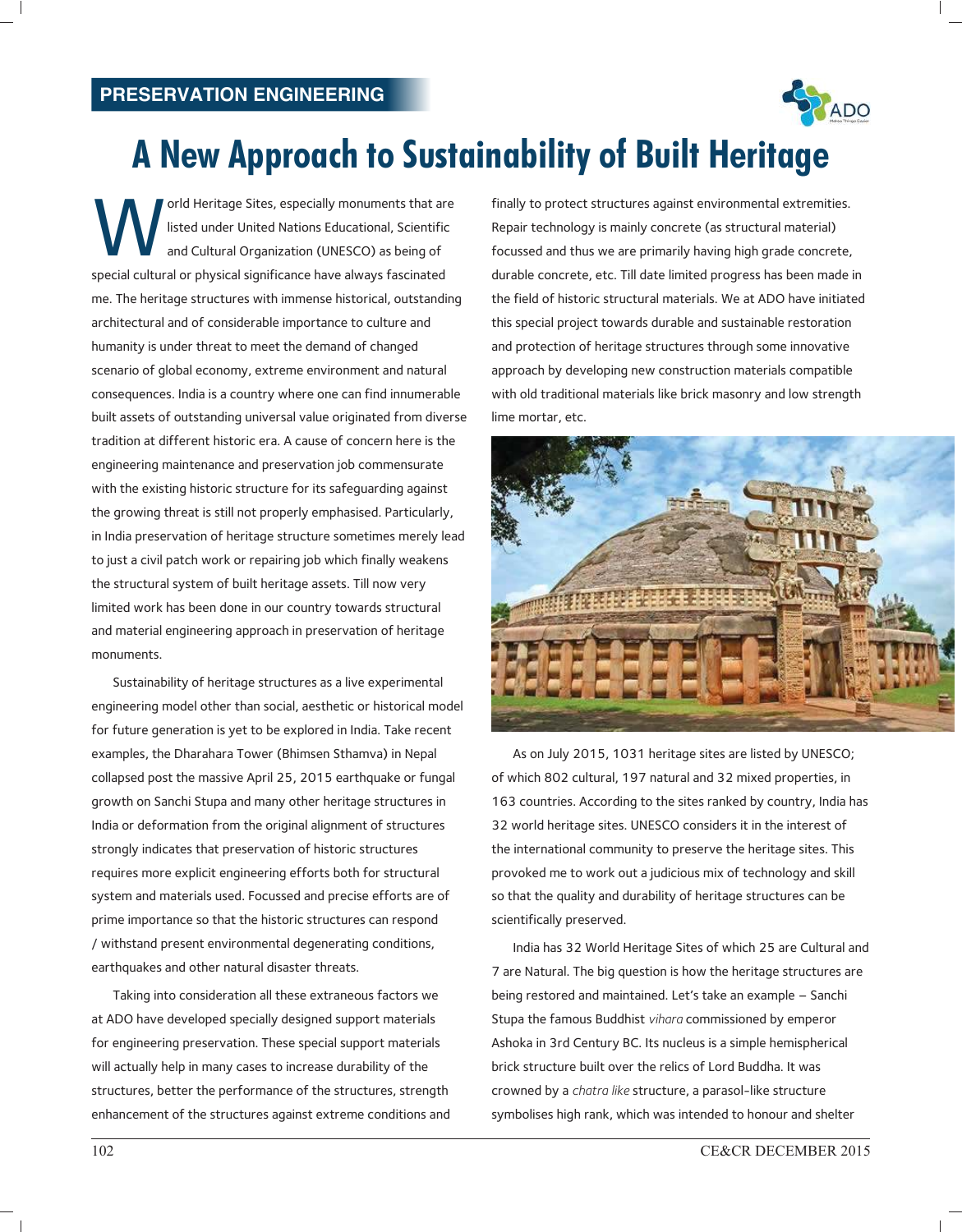PRESERVATION ENGINEERING

# A New Approach to Sustainability of Built Heritage

World Heritage Sites, especially monuments that are listed under United Nations Educational, Scientific and Cultural Organization (UNESCO) as being of special cultural or physical significance have always fascinated me. The heritage structures with immense historical, outstanding architectural and of considerable importance to culture and humanity is under threat to meet the demand of changed scenario of global economy, extreme environment and natural consequences. India is a country where one can find innumerable built assets of outstanding universal value originated from diverse tradition at different historic era. A cause of concern here is the engineering maintenance and preservation job commensurate with the existing historic structure for its safeguarding against the growing threat is still not properly emphasised. Particularly, in India preservation of heritage structure sometimes merely lead to just a civil patch work or repairing job which finally weakens the structural system of built heritage assets. Till now very limited work has been done in our country towards structural and material engineering approach in preservation of heritage monuments.

Sustainability of heritage structures as a live experimental engineering model other than social, aesthetic or historical model for future generation is yet to be explored in India. Take recent examples, the Dharahara Tower (Bhimsen Sthamva) in Nepal collapsed post the massive April 25, 2015 earthquake or fungal growth on Sanchi Stupa and many other heritage structures in India or deformation from the original alignment of structures strongly indicates that preservation of historic structures requires more explicit engineering efforts both for structural system and materials used. Focussed and precise efforts are of prime importance so that the historic structures can respond / withstand present environmental degenerating conditions, earthquakes and other natural disaster threats.

Taking into consideration all these extraneous factors we at ADO have developed specially designed support materials for engineering preservation. These special support materials will actually help in many cases to increase durability of the structures, better the performance of the structures, strength enhancement of the structures against extreme conditions and finally to protect structures against environmental extremities. Repair technology is mainly concrete (as structural material) focussed and thus we are primarily having high grade concrete, durable concrete, etc. Till date limited progress has been made in the field of historic structural materials. We at ADO have initiated this special project towards durable and sustainable restoration and protection of heritage structures through some innovative approach by developing new construction materials compatible with old traditional materials like brick masonry and low strength lime mortar, etc.

As on July 2015, 1031 heritage sites are listed by UNESCO; of which 802 cultural, 197 natural and 32 mixed properties, in 163 countries. According to the sites ranked by country, India has 32 world heritage sites. UNESCO considers it in the interest of the international community to preserve the heritage sites. This provoked me to work out a judicious mix of technology and skill so that the quality and durability of heritage structures can be scientifically preserved.

India has 32 World Heritage Sites of which 25 are Cultural and 7 are Natural. The big question is how the heritage structures are being restored and maintained. Let's take an example – Sanchi Stupa the famous Buddhist *vihara* commissioned by emperor Ashoka in 3rd Century BC. Its nucleus is a simple hemispherical brick structure built over the relics of Lord Buddha. It was crowned by a *chatra like* structure, a parasol-like structure symbolises high rank, which was intended to honour and shelter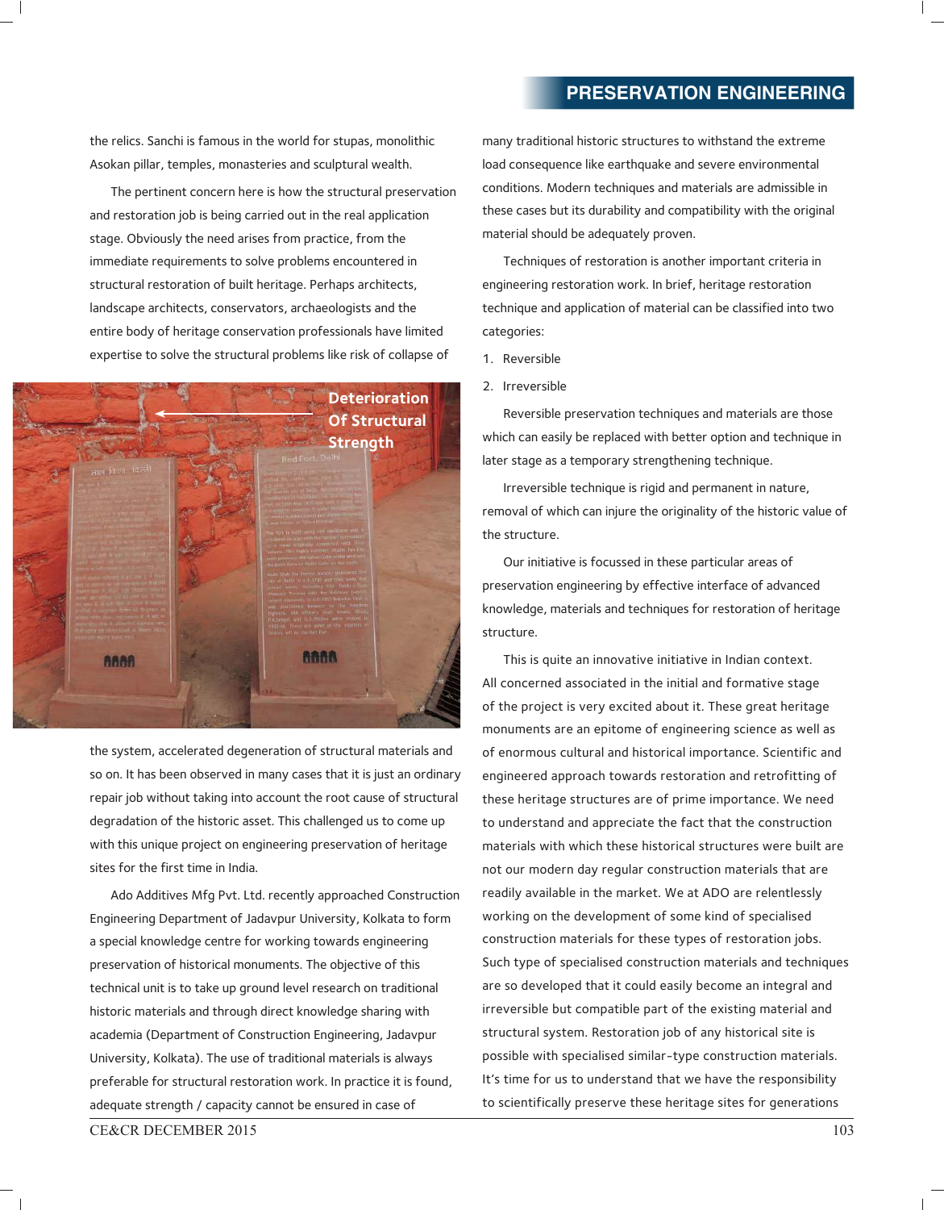the relics. Sanchi is famous in the world for stupas, monolithic Asokan pillar, temples, monasteries and sculptural wealth.

The pertinent concern here is how the structural preservation and restoration job is being carried out in the real application stage. Obviously the need arises from practice, from the immediate requirements to solve problems encountered in structural restoration of built heritage. Perhaps architects, landscape architects, conservators, archaeologists and the entire body of heritage conservation professionals have limited expertise to solve the structural problems like risk of collapse of the system, accelerated degeneration of structural materials and so on. It has been observed in many cases that it is just an ordinary repair job without taking into account the root cause of structural degradation of the historic asset. This challenged us to come up with this unique project on engineering preservation of heritage sites for the first time in India.

Deterioration Of Structural Strength

Ado Additives Mfg Pvt. Ltd. recently approached Construction Engineering Department of Jadavpur University, Kolkata to form a special knowledge centre for working towards engineering preservation of historical monuments. The objective of this technical unit is to take up ground level research on traditional historic materials and through direct knowledge sharing with academia (Department of Construction Engineering, Jadavpur University, Kolkata). The use of traditional materials is always preferable for structural restoration work. In practice it is found, adequate strength / capacity cannot be ensured in case of many traditional historic structures to withstand the extreme load consequence like earthquake and severe environmental conditions. Modern techniques and materials are admissible in these cases but its durability and compatibility with the original material should be adequately proven.

Techniques of restoration is another important criteria in engineering restoration work. In brief, heritage restoration technique and application of material can be classified into two categories:

1. Reversible
2. Irreversible

Reversible preservation techniques and materials are those which can easily be replaced with better option and technique in later stage as a temporary strengthening technique.

Irreversible technique is rigid and permanent in nature, removal of which can injure the originality of the historic value of the structure.

Our initiative is focussed in these particular areas of preservation engineering by effective interface of advanced knowledge, materials and techniques for restoration of heritage structure.

This is quite an innovative initiative in Indian context. All concerned associated in the initial and formative stage of the project is very excited about it. These great heritage monuments are an epitome of engineering science as well as of enormous cultural and historical importance. Scientific and engineered approach towards restoration and retrofitting of these heritage structures are of prime importance. We need to understand and appreciate the fact that the construction materials with which these historical structures were built are not our modern day regular construction materials that are readily available in the market. We at ADO are relentlessly working on the development of some kind of specialised construction materials for these types of restoration jobs. Such type of specialised construction materials and techniques are so developed that it could easily become an integral and irreversible but compatible part of the existing material and structural system. Restoration job of any historical site is possible with specialised similar-type construction materials. It's time for us to understand that we have the responsibility to scientifically preserve these heritage sites for generations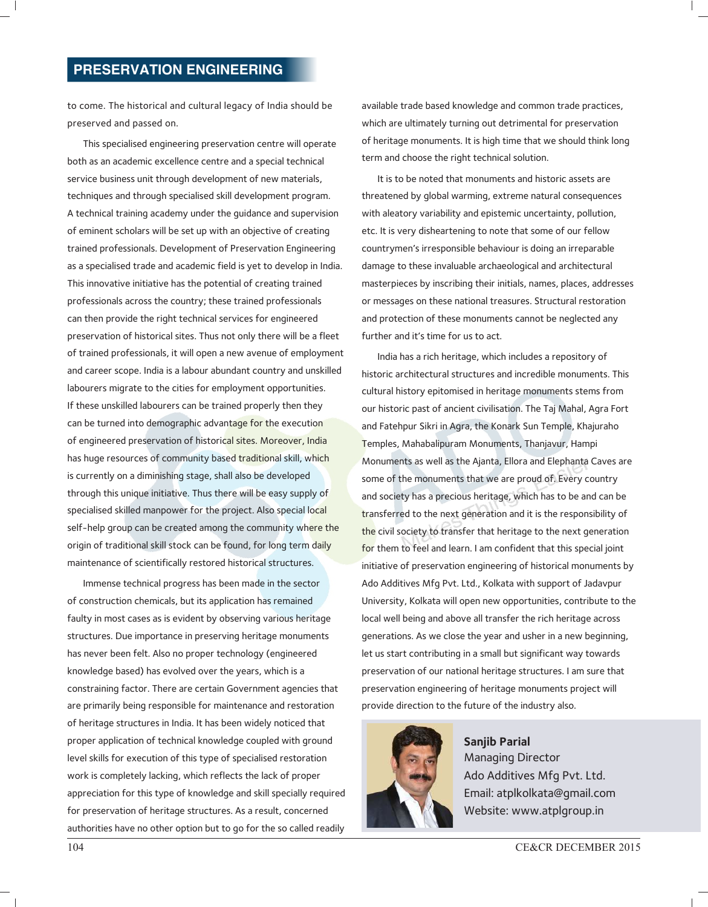to come. The historical and cultural legacy of India should be preserved and passed on.

This specialised engineering preservation centre will operate both as an academic excellence centre and a special technical service business unit through development of new materials, techniques and through specialised skill development program. A technical training academy under the guidance and supervision of eminent scholars will be set up with an objective of creating trained professionals. Development of Preservation Engineering as a specialised trade and academic field is yet to develop in India. This innovative initiative has the potential of creating trained professionals across the country; these trained professionals can then provide the right technical services for engineered preservation of historical sites. Thus not only there will be a fleet of trained professionals, it will open a new avenue of employment and career scope. India is a labour abundant country and unskilled labourers migrate to the cities for employment opportunities. If these unskilled labourers can be trained properly then they can be turned into demographic advantage for the execution of engineered preservation of historical sites. Moreover, India has huge resources of community based traditional skill, which is currently on a diminishing stage, shall also be developed through this unique initiative. Thus there will be easy supply of specialised skilled manpower for the project. Also special local self-help group can be created among the community where the origin of traditional skill stock can be found, for long term daily maintenance of scientifically restored historical structures.

Immense technical progress has been made in the sector of construction chemicals, but its application has remained faulty in most cases as is evident by observing various heritage structures. Due importance in preserving heritage monuments has never been felt. Also no proper technology (engineered knowledge based) has evolved over the years, which is a constraining factor. There are certain Government agencies that are primarily being responsible for maintenance and restoration of heritage structures in India. It has been widely noticed that proper application of technical knowledge coupled with ground level skills for execution of this type of specialised restoration work is completely lacking, which reflects the lack of proper appreciation for this type of knowledge and skill specially required for preservation of heritage structures. As a result, concerned authorities have no other option but to go for the so called readily available trade based knowledge and common trade practices, which are ultimately turning out detrimental for preservation of heritage monuments. It is high time that we should think long term and choose the right technical solution.

It is to be noted that monuments and historic assets are threatened by global warming, extreme natural consequences with aleatory variability and epistemic uncertainty, pollution, etc. It is very disheartening to note that some of our fellow countrymen's irresponsible behaviour is doing an irreparable damage to these invaluable archaeological and architectural masterpieces by inscribing their initials, names, places, addresses or messages on these national treasures. Structural restoration and protection of these monuments cannot be neglected any further and it's time for us to act.

India has a rich heritage, which includes a repository of historic architectural structures and incredible monuments. This cultural history epitomised in heritage monuments stems from our historic past of ancient civilisation. The Taj Mahal, Agra Fort and Fatehpur Sikri in Agra, the Konark Sun Temple, Khajuraho Temples, Mahabalipuram Monuments, Thanjavur, Hampi Monuments as well as the Ajanta, Ellora and Elephanta Caves are some of the monuments that we are proud of. Every country and society has a precious heritage, which has to be and can be transferred to the next generation and it is the responsibility of the civil society to transfer that heritage to the next generation for them to feel and learn. I am confident that this special joint initiative of preservation engineering of historical monuments by Ado Additives Mfg Pvt. Ltd., Kolkata with support of Jadavpur University, Kolkata will open new opportunities, contribute to the local well being and above all transfer the rich heritage across generations. As we close the year and usher in a new beginning, let us start contributing in a small but significant way towards preservation of our national heritage structures. I am sure that preservation engineering of heritage monuments project will provide direction to the future of the industry also.

**Sanjib Parial**
Managing Director
Ado Additives Mfg Pvt. Ltd.
Email: atplkolkata@gmail.com
Website: www.atplgroup.in